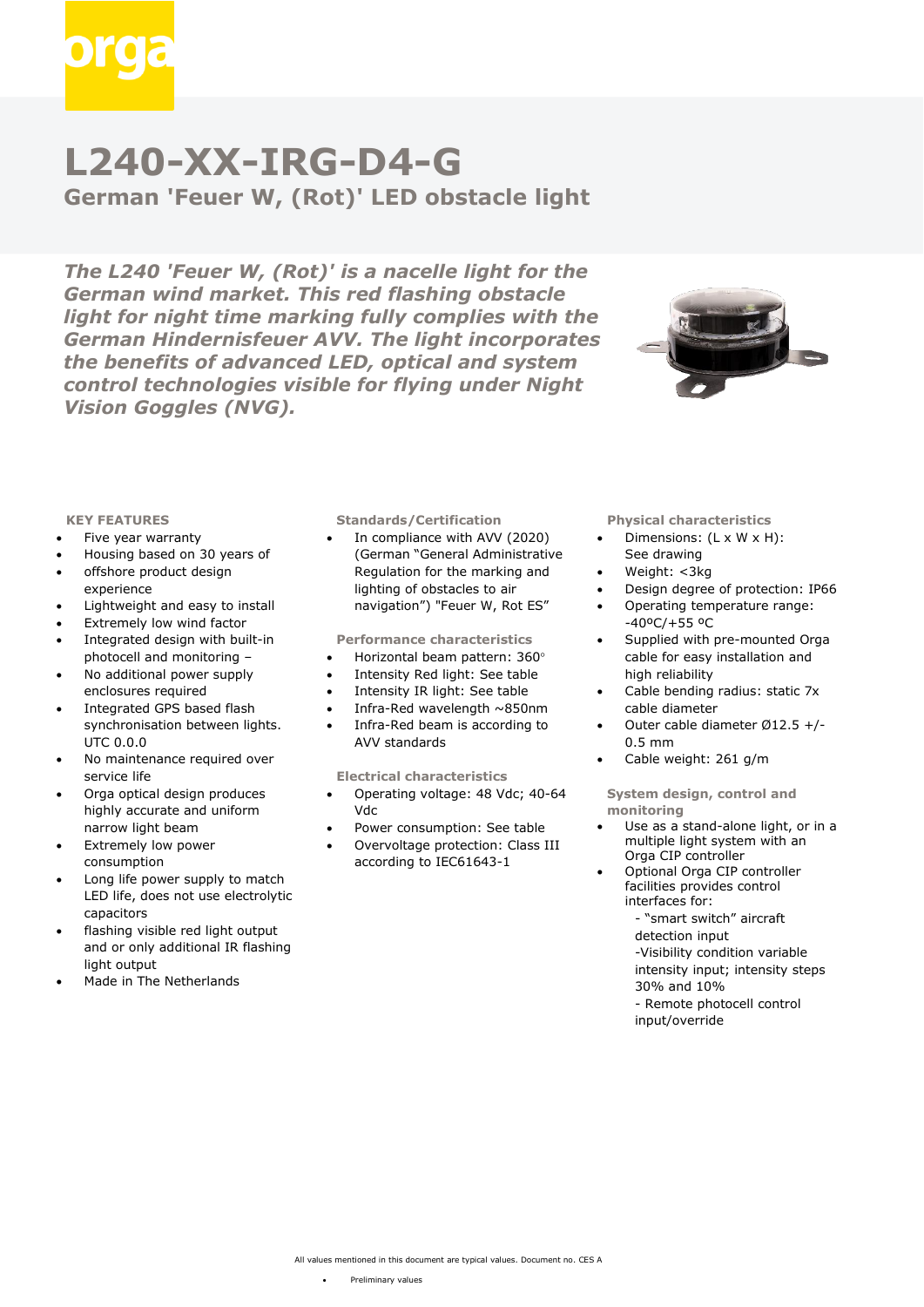orga

# L240-XX-IRG-D4-G

## German 'Feuer W, (Rot)' LED obstacle light

***The L240 'Feuer W, (Rot)' is a nacelle light for the German wind market. This red flashing obstacle light for night time marking fully complies with the German Hindernisfeuer AVV. The light incorporates the benefits of advanced LED, optical and system control technologies visible for flying under Night Vision Goggles (NVG).***

### KEY FEATURES

- Five year warranty
- Housing based on 30 years of
- offshore product design experience
- Lightweight and easy to install
- Extremely low wind factor
- Integrated design with built-in photocell and monitoring –
- No additional power supply enclosures required
- Integrated GPS based flash synchronisation between lights. UTC 0.0.0
- No maintenance required over service life
- Orga optical design produces highly accurate and uniform narrow light beam
- Extremely low power consumption
- Long life power supply to match LED life, does not use electrolytic capacitors
- flashing visible red light output and or only additional IR flashing light output
- Made in The Netherlands

### Standards/Certification

- In compliance with AVV (2020) (German "General Administrative Regulation for the marking and lighting of obstacles to air navigation") "Feuer W, Rot ES"

### Performance characteristics

- Horizontal beam pattern: 360°
- Intensity Red light: See table
- Intensity IR light: See table
- Infra-Red wavelength ~850nm
- Infra-Red beam is according to AVV standards

### Electrical characteristics

- Operating voltage: 48 Vdc; 40-64 Vdc
- Power consumption: See table
- Overvoltage protection: Class III according to IEC61643-1

### Physical characteristics

- Dimensions: (L x W x H): See drawing
- Weight: <3kg
- Design degree of protection: IP66
- Operating temperature range: -40ºC/+55 ºC
- Supplied with pre-mounted Orga cable for easy installation and high reliability
- Cable bending radius: static 7x cable diameter
- Outer cable diameter Ø12.5 +/- 0.5 mm
- Cable weight: 261 g/m

### System design, control and monitoring

- Use as a stand-alone light, or in a multiple light system with an Orga CIP controller
- Optional Orga CIP controller facilities provides control interfaces for:
  - "smart switch" aircraft detection input
  - Visibility condition variable intensity input; intensity steps 30% and 10%
  - Remote photocell control input/override

All values mentioned in this document are typical values. Document no. CES A

- Preliminary values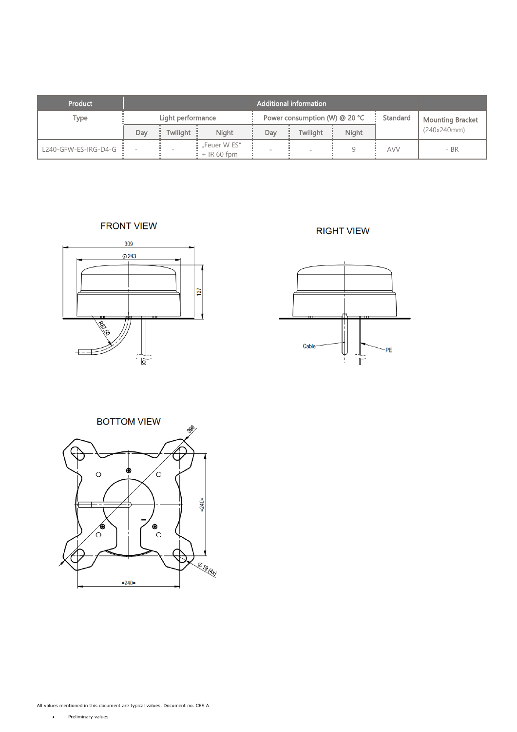| Product | Additional information | | | | | | | |
| --- | --- | --- | --- | --- | --- | --- | --- | --- |
| Type | Light performance | | | Power consumption (W) @ 20 °C | | | Standard | Mounting Bracket (240x240mm) |
| | Day | Twilight | Night | Day | Twilight | Night | | |
| L240-GFW-ES-IRG-D4-G | - | - | „Feuer W ES" + IR 60 fpm | - | - | 9 | AVV | - BR |

FRONT VIEW

309

Ø 243

127

R87,50

RIGHT VIEW

Cable

PE

BOTTOM VIEW

396

=240=

Ø 19 (4x)

=240=

All values mentioned in this document are typical values. Document no. CES A

- Preliminary values